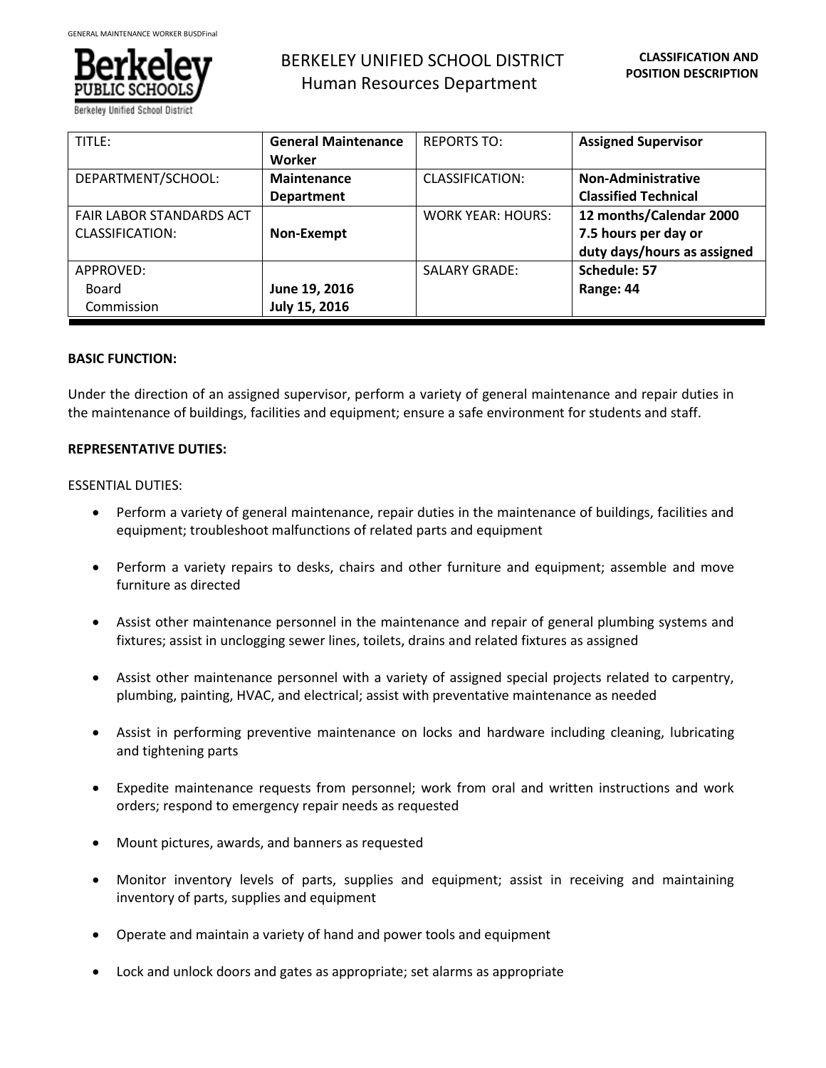# BERKELEY UNIFIED SCHOOL DISTRICT
## Human Resources Department

**CLASSIFICATION AND POSITION DESCRIPTION**

| TITLE: | **General Maintenance Worker** | REPORTS TO: | **Assigned Supervisor** |
|---|---|---|---|
| DEPARTMENT/SCHOOL: | **Maintenance Department** | CLASSIFICATION: | **Non-Administrative Classified Technical** |
| FAIR LABOR STANDARDS ACT CLASSIFICATION: | **Non-Exempt** | WORK YEAR: HOURS: | **12 months/Calendar 2000 7.5 hours per day or duty days/hours as assigned** |
| APPROVED: Board Commission | **June 19, 2016 July 15, 2016** | SALARY GRADE: | **Schedule: 57 Range: 44** |

**BASIC FUNCTION:**

Under the direction of an assigned supervisor, perform a variety of general maintenance and repair duties in the maintenance of buildings, facilities and equipment; ensure a safe environment for students and staff.

**REPRESENTATIVE DUTIES:**

ESSENTIAL DUTIES:

- Perform a variety of general maintenance, repair duties in the maintenance of buildings, facilities and equipment; troubleshoot malfunctions of related parts and equipment
- Perform a variety repairs to desks, chairs and other furniture and equipment; assemble and move furniture as directed
- Assist other maintenance personnel in the maintenance and repair of general plumbing systems and fixtures; assist in unclogging sewer lines, toilets, drains and related fixtures as assigned
- Assist other maintenance personnel with a variety of assigned special projects related to carpentry, plumbing, painting, HVAC, and electrical; assist with preventative maintenance as needed
- Assist in performing preventive maintenance on locks and hardware including cleaning, lubricating and tightening parts
- Expedite maintenance requests from personnel; work from oral and written instructions and work orders; respond to emergency repair needs as requested
- Mount pictures, awards, and banners as requested
- Monitor inventory levels of parts, supplies and equipment; assist in receiving and maintaining inventory of parts, supplies and equipment
- Operate and maintain a variety of hand and power tools and equipment
- Lock and unlock doors and gates as appropriate; set alarms as appropriate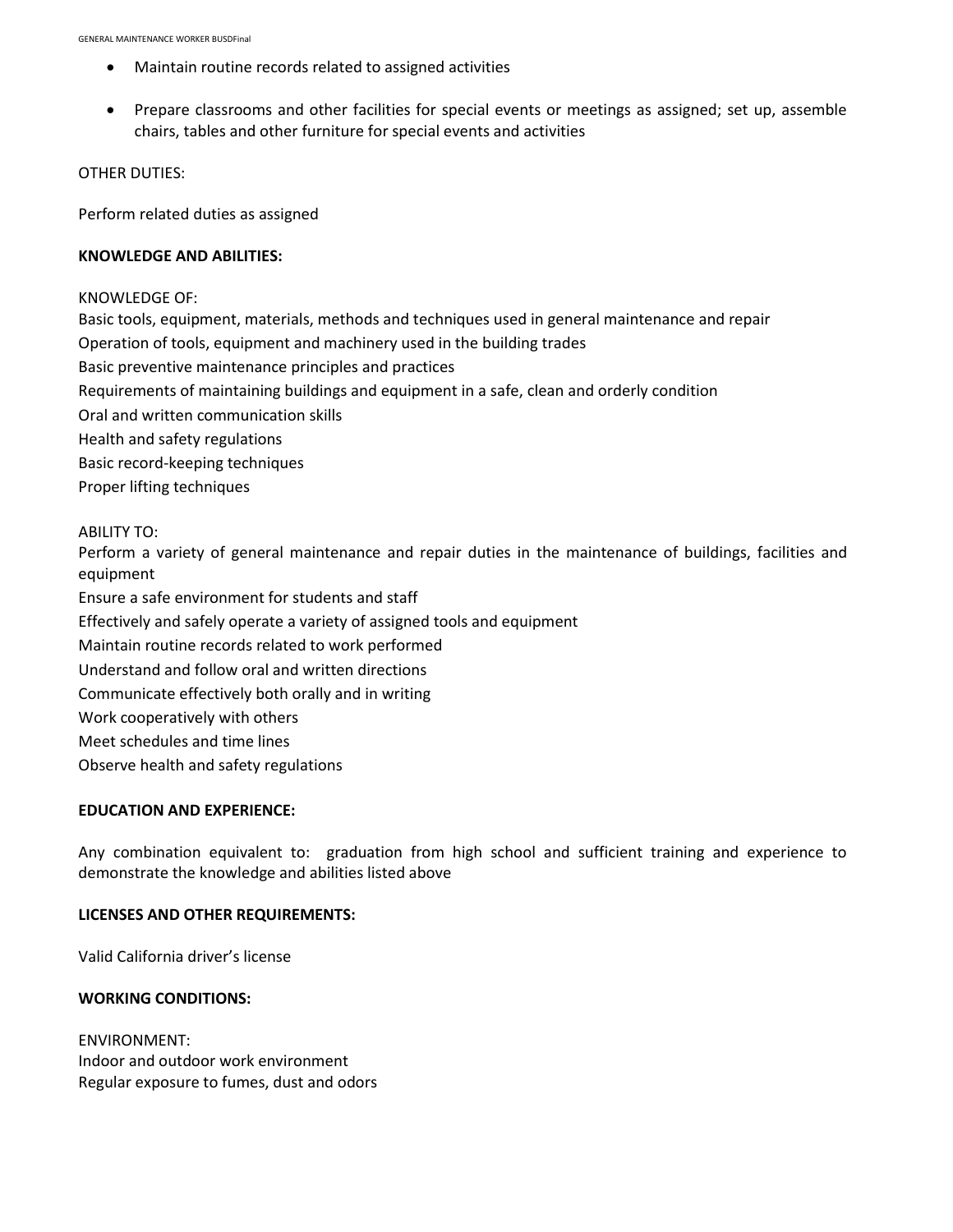- Maintain routine records related to assigned activities
- Prepare classrooms and other facilities for special events or meetings as assigned; set up, assemble chairs, tables and other furniture for special events and activities

OTHER DUTIES:

Perform related duties as assigned

**KNOWLEDGE AND ABILITIES:**

KNOWLEDGE OF:
Basic tools, equipment, materials, methods and techniques used in general maintenance and repair
Operation of tools, equipment and machinery used in the building trades
Basic preventive maintenance principles and practices
Requirements of maintaining buildings and equipment in a safe, clean and orderly condition
Oral and written communication skills
Health and safety regulations
Basic record-keeping techniques
Proper lifting techniques

ABILITY TO:
Perform a variety of general maintenance and repair duties in the maintenance of buildings, facilities and equipment
Ensure a safe environment for students and staff
Effectively and safely operate a variety of assigned tools and equipment
Maintain routine records related to work performed
Understand and follow oral and written directions
Communicate effectively both orally and in writing
Work cooperatively with others
Meet schedules and time lines
Observe health and safety regulations

**EDUCATION AND EXPERIENCE:**

Any combination equivalent to: graduation from high school and sufficient training and experience to demonstrate the knowledge and abilities listed above

**LICENSES AND OTHER REQUIREMENTS:**

Valid California driver's license

**WORKING CONDITIONS:**

ENVIRONMENT:
Indoor and outdoor work environment
Regular exposure to fumes, dust and odors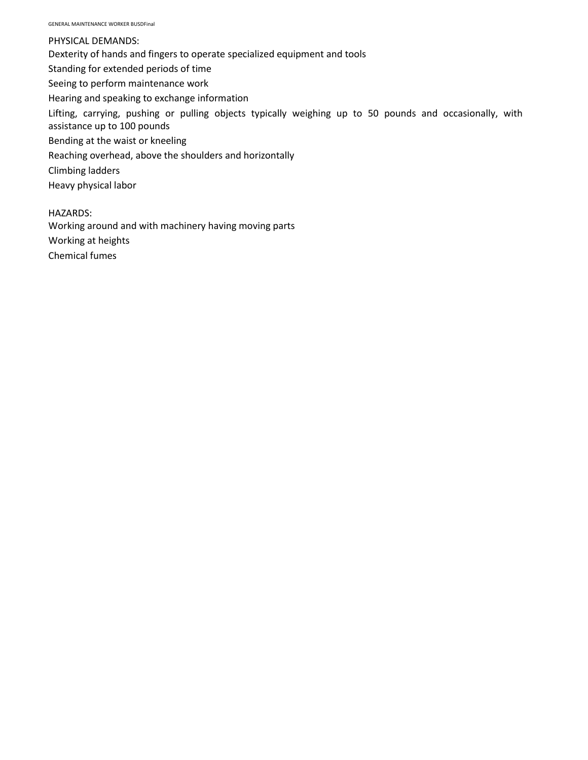PHYSICAL DEMANDS:

Dexterity of hands and fingers to operate specialized equipment and tools

Standing for extended periods of time

Seeing to perform maintenance work

Hearing and speaking to exchange information

Lifting, carrying, pushing or pulling objects typically weighing up to 50 pounds and occasionally, with assistance up to 100 pounds

Bending at the waist or kneeling

Reaching overhead, above the shoulders and horizontally

Climbing ladders

Heavy physical labor

HAZARDS:

Working around and with machinery having moving parts

Working at heights

Chemical fumes